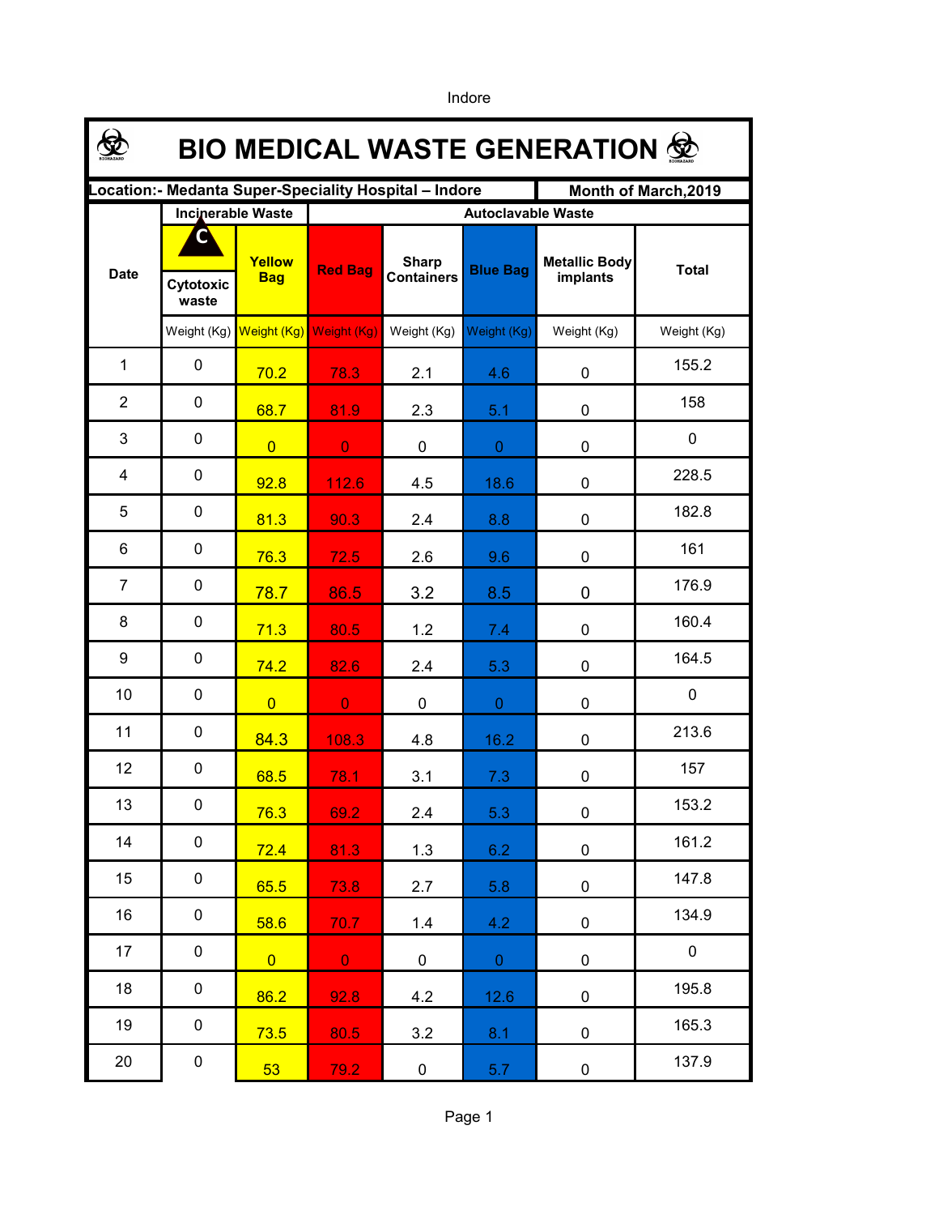Indore

# BIO MEDICAL WASTE GENERATION

**Location:- Medanta Super-Speciality Hospital – Indore** | **Month of March,2019**

| Date | Incinerable Waste | | Autoclavable Waste | | | | Total |
|---|---|---|---|---|---|---|---|
| | Cytotoxic waste | Yellow Bag | Red Bag | Sharp Containers | Blue Bag | Metallic Body implants | Total |
| | Weight (Kg) | Weight (Kg) | Weight (Kg) | Weight (Kg) | Weight (Kg) | Weight (Kg) | Weight (Kg) |
| 1 | 0 | 70.2 | 78.3 | 2.1 | 4.6 | 0 | 155.2 |
| 2 | 0 | 68.7 | 81.9 | 2.3 | 5.1 | 0 | 158 |
| 3 | 0 | 0 | 0 | 0 | 0 | 0 | 0 |
| 4 | 0 | 92.8 | 112.6 | 4.5 | 18.6 | 0 | 228.5 |
| 5 | 0 | 81.3 | 90.3 | 2.4 | 8.8 | 0 | 182.8 |
| 6 | 0 | 76.3 | 72.5 | 2.6 | 9.6 | 0 | 161 |
| 7 | 0 | 78.7 | 86.5 | 3.2 | 8.5 | 0 | 176.9 |
| 8 | 0 | 71.3 | 80.5 | 1.2 | 7.4 | 0 | 160.4 |
| 9 | 0 | 74.2 | 82.6 | 2.4 | 5.3 | 0 | 164.5 |
| 10 | 0 | 0 | 0 | 0 | 0 | 0 | 0 |
| 11 | 0 | 84.3 | 108.3 | 4.8 | 16.2 | 0 | 213.6 |
| 12 | 0 | 68.5 | 78.1 | 3.1 | 7.3 | 0 | 157 |
| 13 | 0 | 76.3 | 69.2 | 2.4 | 5.3 | 0 | 153.2 |
| 14 | 0 | 72.4 | 81.3 | 1.3 | 6.2 | 0 | 161.2 |
| 15 | 0 | 65.5 | 73.8 | 2.7 | 5.8 | 0 | 147.8 |
| 16 | 0 | 58.6 | 70.7 | 1.4 | 4.2 | 0 | 134.9 |
| 17 | 0 | 0 | 0 | 0 | 0 | 0 | 0 |
| 18 | 0 | 86.2 | 92.8 | 4.2 | 12.6 | 0 | 195.8 |
| 19 | 0 | 73.5 | 80.5 | 3.2 | 8.1 | 0 | 165.3 |
| 20 | 0 | 53 | 79.2 | 0 | 5.7 | 0 | 137.9 |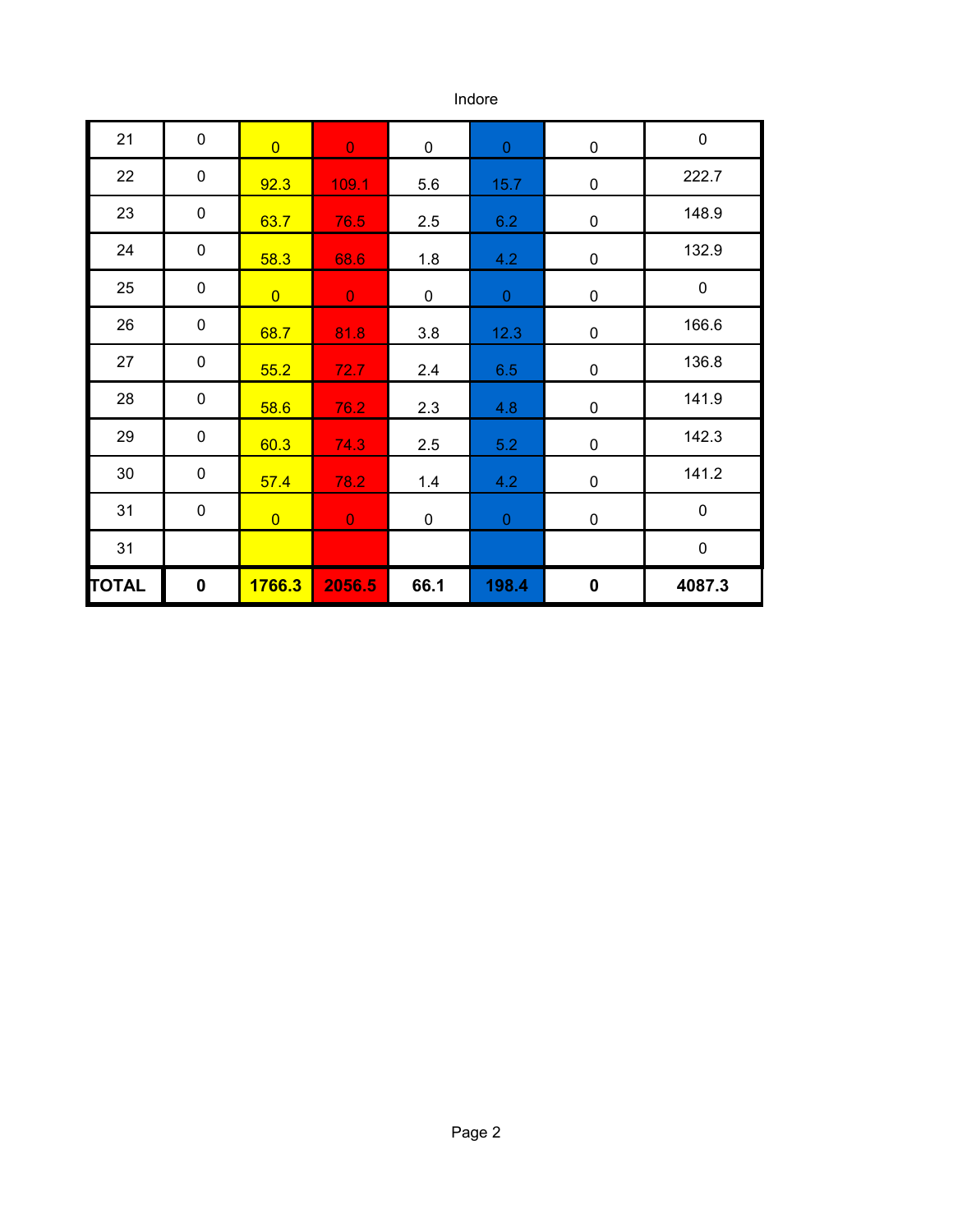Indore

| | | | | | | | |
|---|---|---|---|---|---|---|---|
| 21 | 0 | 0 | 0 | 0 | 0 | 0 | 0 |
| 22 | 0 | 92.3 | 109.1 | 5.6 | 15.7 | 0 | 222.7 |
| 23 | 0 | 63.7 | 76.5 | 2.5 | 6.2 | 0 | 148.9 |
| 24 | 0 | 58.3 | 68.6 | 1.8 | 4.2 | 0 | 132.9 |
| 25 | 0 | 0 | 0 | 0 | 0 | 0 | 0 |
| 26 | 0 | 68.7 | 81.8 | 3.8 | 12.3 | 0 | 166.6 |
| 27 | 0 | 55.2 | 72.7 | 2.4 | 6.5 | 0 | 136.8 |
| 28 | 0 | 58.6 | 76.2 | 2.3 | 4.8 | 0 | 141.9 |
| 29 | 0 | 60.3 | 74.3 | 2.5 | 5.2 | 0 | 142.3 |
| 30 | 0 | 57.4 | 78.2 | 1.4 | 4.2 | 0 | 141.2 |
| 31 | 0 | 0 | 0 | 0 | 0 | 0 | 0 |
| 31 | | | | | | | 0 |
| **TOTAL** | **0** | **1766.3** | **2056.5** | **66.1** | **198.4** | **0** | **4087.3** |